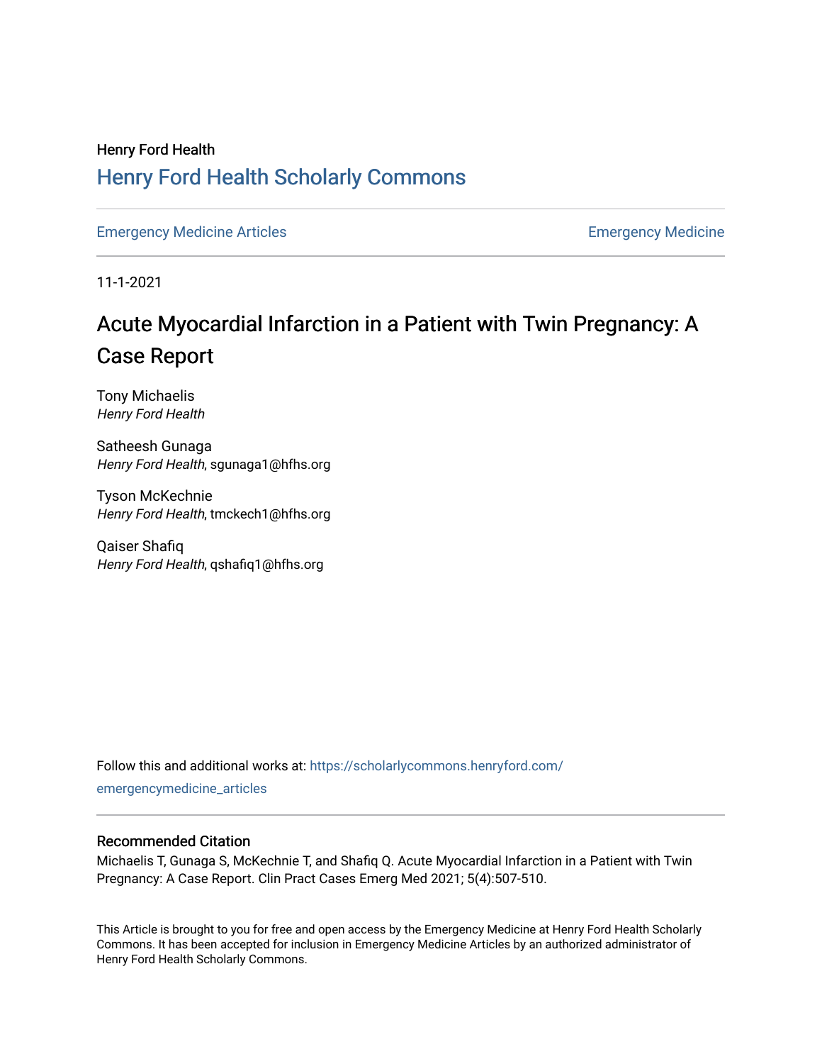Henry Ford Health

# Henry Ford Health Scholarly Commons

Emergency Medicine Articles | Emergency Medicine

11-1-2021

## Acute Myocardial Infarction in a Patient with Twin Pregnancy: A Case Report

Tony Michaelis
*Henry Ford Health*

Satheesh Gunaga
*Henry Ford Health*, sgunaga1@hfhs.org

Tyson McKechnie
*Henry Ford Health*, tmckech1@hfhs.org

Qaiser Shafiq
*Henry Ford Health*, qshafiq1@hfhs.org

Follow this and additional works at: https://scholarlycommons.henryford.com/emergencymedicine_articles

### Recommended Citation

Michaelis T, Gunaga S, McKechnie T, and Shafiq Q. Acute Myocardial Infarction in a Patient with Twin Pregnancy: A Case Report. Clin Pract Cases Emerg Med 2021; 5(4):507-510.

This Article is brought to you for free and open access by the Emergency Medicine at Henry Ford Health Scholarly Commons. It has been accepted for inclusion in Emergency Medicine Articles by an authorized administrator of Henry Ford Health Scholarly Commons.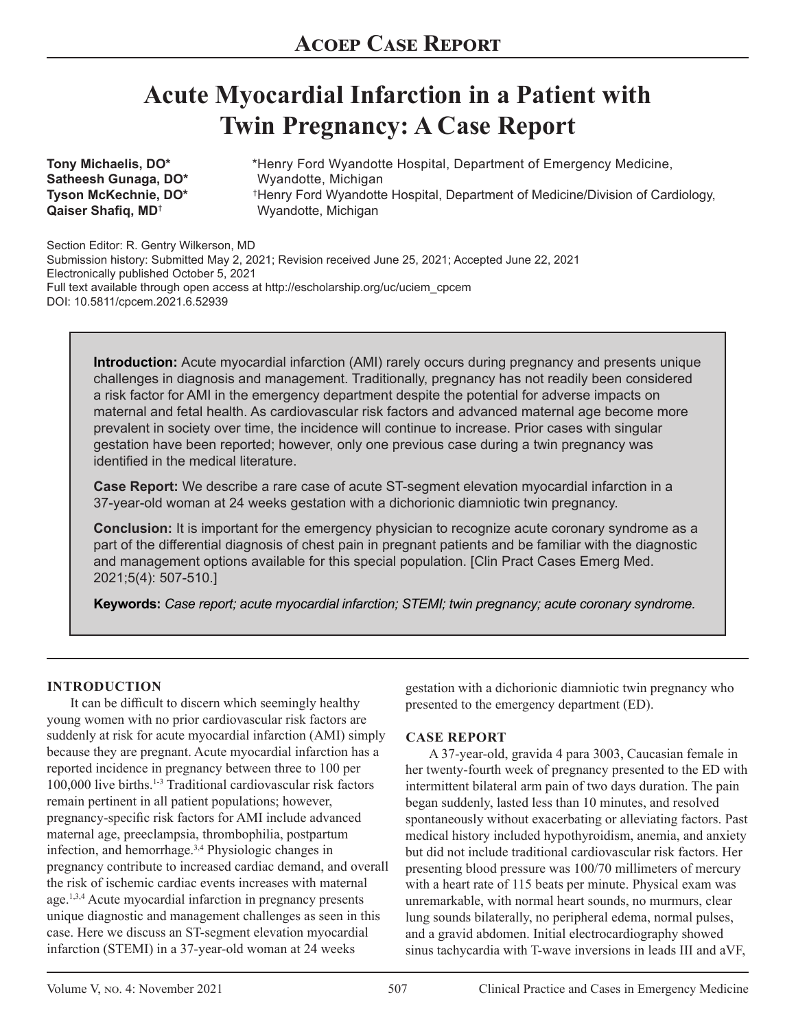# Acoep Case Report

# Acute Myocardial Infarction in a Patient with Twin Pregnancy: A Case Report

**Tony Michaelis, DO***
**Satheesh Gunaga, DO***
**Tyson McKechnie, DO***
**Qaiser Shafiq, MD**[†]

*Henry Ford Wyandotte Hospital, Department of Emergency Medicine, Wyandotte, Michigan
[†]Henry Ford Wyandotte Hospital, Department of Medicine/Division of Cardiology, Wyandotte, Michigan

Section Editor: R. Gentry Wilkerson, MD
Submission history: Submitted May 2, 2021; Revision received June 25, 2021; Accepted June 22, 2021
Electronically published October 5, 2021
Full text available through open access at http://escholarship.org/uc/uciem_cpcem
DOI: 10.5811/cpcem.2021.6.52939

**Introduction:** Acute myocardial infarction (AMI) rarely occurs during pregnancy and presents unique challenges in diagnosis and management. Traditionally, pregnancy has not readily been considered a risk factor for AMI in the emergency department despite the potential for adverse impacts on maternal and fetal health. As cardiovascular risk factors and advanced maternal age become more prevalent in society over time, the incidence will continue to increase. Prior cases with singular gestation have been reported; however, only one previous case during a twin pregnancy was identified in the medical literature.

**Case Report:** We describe a rare case of acute ST-segment elevation myocardial infarction in a 37-year-old woman at 24 weeks gestation with a dichorionic diamniotic twin pregnancy.

**Conclusion:** It is important for the emergency physician to recognize acute coronary syndrome as a part of the differential diagnosis of chest pain in pregnant patients and be familiar with the diagnostic and management options available for this special population. [Clin Pract Cases Emerg Med. 2021;5(4): 507-510.]

**Keywords:** *Case report; acute myocardial infarction; STEMI; twin pregnancy; acute coronary syndrome.*

## INTRODUCTION

It can be difficult to discern which seemingly healthy young women with no prior cardiovascular risk factors are suddenly at risk for acute myocardial infarction (AMI) simply because they are pregnant. Acute myocardial infarction has a reported incidence in pregnancy between three to 100 per 100,000 live births.[1-3] Traditional cardiovascular risk factors remain pertinent in all patient populations; however, pregnancy-specific risk factors for AMI include advanced maternal age, preeclampsia, thrombophilia, postpartum infection, and hemorrhage.[3,4] Physiologic changes in pregnancy contribute to increased cardiac demand, and overall the risk of ischemic cardiac events increases with maternal age.[1,3,4] Acute myocardial infarction in pregnancy presents unique diagnostic and management challenges as seen in this case. Here we discuss an ST-segment elevation myocardial infarction (STEMI) in a 37-year-old woman at 24 weeks gestation with a dichorionic diamniotic twin pregnancy who presented to the emergency department (ED).

## CASE REPORT

A 37-year-old, gravida 4 para 3003, Caucasian female in her twenty-fourth week of pregnancy presented to the ED with intermittent bilateral arm pain of two days duration. The pain began suddenly, lasted less than 10 minutes, and resolved spontaneously without exacerbating or alleviating factors. Past medical history included hypothyroidism, anemia, and anxiety but did not include traditional cardiovascular risk factors. Her presenting blood pressure was 100/70 millimeters of mercury with a heart rate of 115 beats per minute. Physical exam was unremarkable, with normal heart sounds, no murmurs, clear lung sounds bilaterally, no peripheral edema, normal pulses, and a gravid abdomen. Initial electrocardiography showed sinus tachycardia with T-wave inversions in leads III and aVF,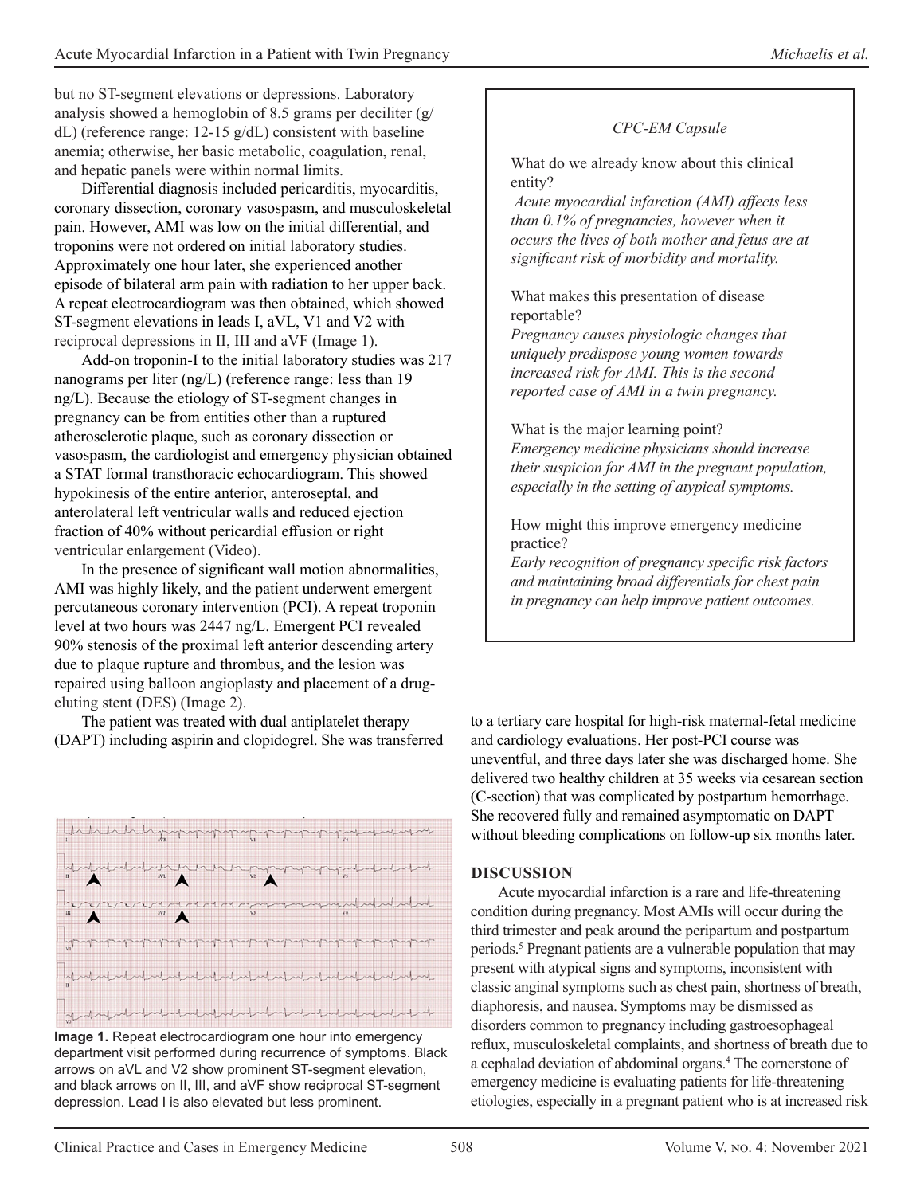but no ST-segment elevations or depressions. Laboratory analysis showed a hemoglobin of 8.5 grams per deciliter (g/dL) (reference range: 12-15 g/dL) consistent with baseline anemia; otherwise, her basic metabolic, coagulation, renal, and hepatic panels were within normal limits.

Differential diagnosis included pericarditis, myocarditis, coronary dissection, coronary vasospasm, and musculoskeletal pain. However, AMI was low on the initial differential, and troponins were not ordered on initial laboratory studies. Approximately one hour later, she experienced another episode of bilateral arm pain with radiation to her upper back. A repeat electrocardiogram was then obtained, which showed ST-segment elevations in leads I, aVL, V1 and V2 with reciprocal depressions in II, III and aVF (Image 1).

Add-on troponin-I to the initial laboratory studies was 217 nanograms per liter (ng/L) (reference range: less than 19 ng/L). Because the etiology of ST-segment changes in pregnancy can be from entities other than a ruptured atherosclerotic plaque, such as coronary dissection or vasospasm, the cardiologist and emergency physician obtained a STAT formal transthoracic echocardiogram. This showed hypokinesis of the entire anterior, anteroseptal, and anterolateral left ventricular walls and reduced ejection fraction of 40% without pericardial effusion or right ventricular enlargement (Video).

In the presence of significant wall motion abnormalities, AMI was highly likely, and the patient underwent emergent percutaneous coronary intervention (PCI). A repeat troponin level at two hours was 2447 ng/L. Emergent PCI revealed 90% stenosis of the proximal left anterior descending artery due to plaque rupture and thrombus, and the lesion was repaired using balloon angioplasty and placement of a drug-eluting stent (DES) (Image 2).

The patient was treated with dual antiplatelet therapy (DAPT) including aspirin and clopidogrel. She was transferred to a tertiary care hospital for high-risk maternal-fetal medicine and cardiology evaluations. Her post-PCI course was uneventful, and three days later she was discharged home. She delivered two healthy children at 35 weeks via cesarean section (C-section) that was complicated by postpartum hemorrhage. She recovered fully and remained asymptomatic on DAPT without bleeding complications on follow-up six months later.

**Image 1.** Repeat electrocardiogram one hour into emergency department visit performed during recurrence of symptoms. Black arrows on aVL and V2 show prominent ST-segment elevation, and black arrows on II, III, and aVF show reciprocal ST-segment depression. Lead I is also elevated but less prominent.

> *CPC-EM Capsule*
>
> What do we already know about this clinical entity?
> *Acute myocardial infarction (AMI) affects less than 0.1% of pregnancies, however when it occurs the lives of both mother and fetus are at significant risk of morbidity and mortality.*
>
> What makes this presentation of disease reportable?
> *Pregnancy causes physiologic changes that uniquely predispose young women towards increased risk for AMI. This is the second reported case of AMI in a twin pregnancy.*
>
> What is the major learning point?
> *Emergency medicine physicians should increase their suspicion for AMI in the pregnant population, especially in the setting of atypical symptoms.*
>
> How might this improve emergency medicine practice?
> *Early recognition of pregnancy specific risk factors and maintaining broad differentials for chest pain in pregnancy can help improve patient outcomes.*

## DISCUSSION

Acute myocardial infarction is a rare and life-threatening condition during pregnancy. Most AMIs will occur during the third trimester and peak around the peripartum and postpartum periods.[5] Pregnant patients are a vulnerable population that may present with atypical signs and symptoms, inconsistent with classic anginal symptoms such as chest pain, shortness of breath, diaphoresis, and nausea. Symptoms may be dismissed as disorders common to pregnancy including gastroesophageal reflux, musculoskeletal complaints, and shortness of breath due to a cephalad deviation of abdominal organs.[4] The cornerstone of emergency medicine is evaluating patients for life-threatening etiologies, especially in a pregnant patient who is at increased risk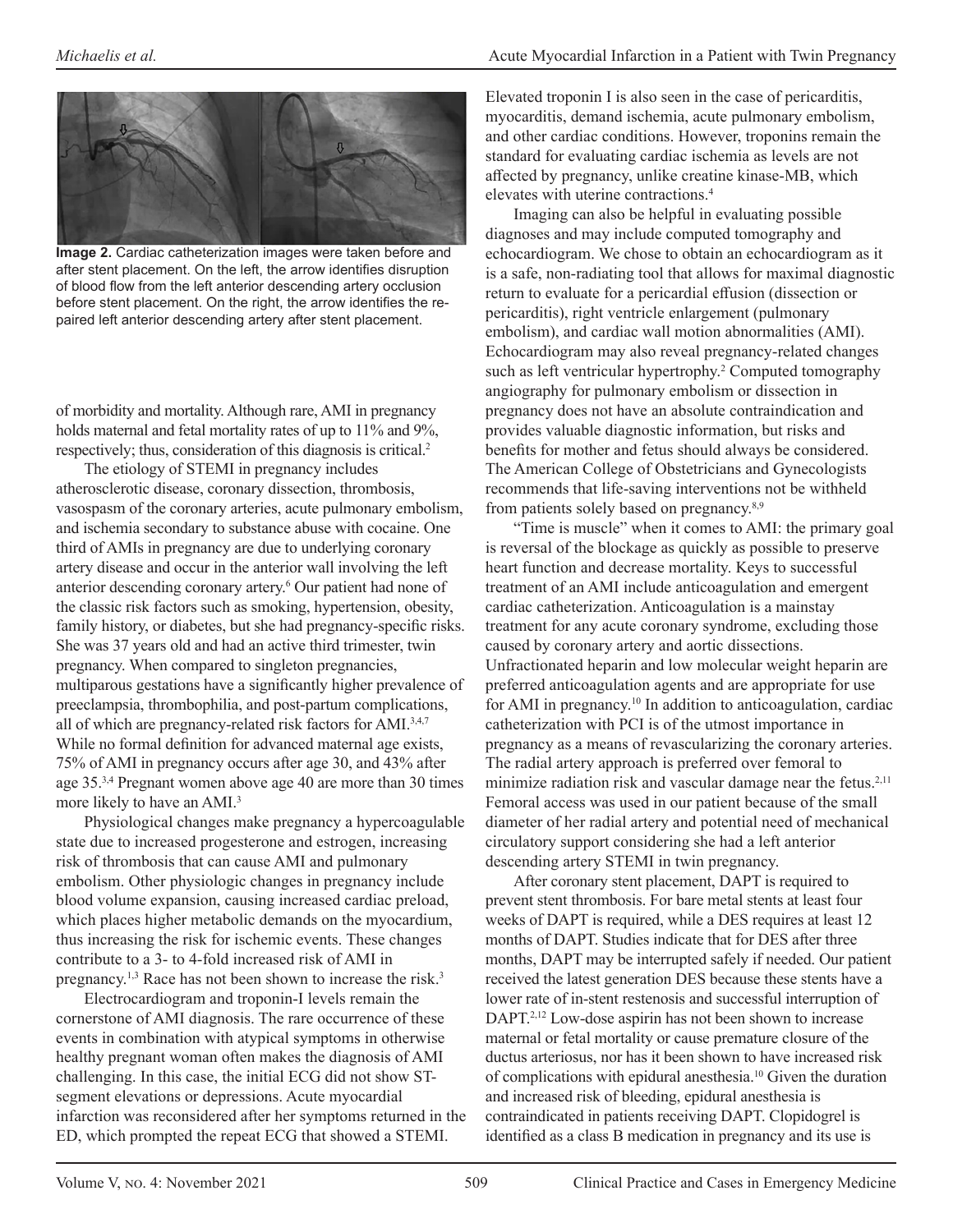**Image 2.** Cardiac catheterization images were taken before and after stent placement. On the left, the arrow identifies disruption of blood flow from the left anterior descending artery occlusion before stent placement. On the right, the arrow identifies the repaired left anterior descending artery after stent placement.

of morbidity and mortality. Although rare, AMI in pregnancy holds maternal and fetal mortality rates of up to 11% and 9%, respectively; thus, consideration of this diagnosis is critical.[2]

The etiology of STEMI in pregnancy includes atherosclerotic disease, coronary dissection, thrombosis, vasospasm of the coronary arteries, acute pulmonary embolism, and ischemia secondary to substance abuse with cocaine. One third of AMIs in pregnancy are due to underlying coronary artery disease and occur in the anterior wall involving the left anterior descending coronary artery.[6] Our patient had none of the classic risk factors such as smoking, hypertension, obesity, family history, or diabetes, but she had pregnancy-specific risks. She was 37 years old and had an active third trimester, twin pregnancy. When compared to singleton pregnancies, multiparous gestations have a significantly higher prevalence of preeclampsia, thrombophilia, and post-partum complications, all of which are pregnancy-related risk factors for AMI.[3,4,7] While no formal definition for advanced maternal age exists, 75% of AMI in pregnancy occurs after age 30, and 43% after age 35.[3,4] Pregnant women above age 40 are more than 30 times more likely to have an AMI.[3]

Physiological changes make pregnancy a hypercoagulable state due to increased progesterone and estrogen, increasing risk of thrombosis that can cause AMI and pulmonary embolism. Other physiologic changes in pregnancy include blood volume expansion, causing increased cardiac preload, which places higher metabolic demands on the myocardium, thus increasing the risk for ischemic events. These changes contribute to a 3- to 4-fold increased risk of AMI in pregnancy.[1,3] Race has not been shown to increase the risk.[3]

Electrocardiogram and troponin-I levels remain the cornerstone of AMI diagnosis. The rare occurrence of these events in combination with atypical symptoms in otherwise healthy pregnant woman often makes the diagnosis of AMI challenging. In this case, the initial ECG did not show ST-segment elevations or depressions. Acute myocardial infarction was reconsidered after her symptoms returned in the ED, which prompted the repeat ECG that showed a STEMI.

Elevated troponin I is also seen in the case of pericarditis, myocarditis, demand ischemia, acute pulmonary embolism, and other cardiac conditions. However, troponins remain the standard for evaluating cardiac ischemia as levels are not affected by pregnancy, unlike creatine kinase-MB, which elevates with uterine contractions.[4]

Imaging can also be helpful in evaluating possible diagnoses and may include computed tomography and echocardiogram. We chose to obtain an echocardiogram as it is a safe, non-radiating tool that allows for maximal diagnostic return to evaluate for a pericardial effusion (dissection or pericarditis), right ventricle enlargement (pulmonary embolism), and cardiac wall motion abnormalities (AMI). Echocardiogram may also reveal pregnancy-related changes such as left ventricular hypertrophy.[2] Computed tomography angiography for pulmonary embolism or dissection in pregnancy does not have an absolute contraindication and provides valuable diagnostic information, but risks and benefits for mother and fetus should always be considered. The American College of Obstetricians and Gynecologists recommends that life-saving interventions not be withheld from patients solely based on pregnancy.[8,9]

"Time is muscle" when it comes to AMI: the primary goal is reversal of the blockage as quickly as possible to preserve heart function and decrease mortality. Keys to successful treatment of an AMI include anticoagulation and emergent cardiac catheterization. Anticoagulation is a mainstay treatment for any acute coronary syndrome, excluding those caused by coronary artery and aortic dissections. Unfractionated heparin and low molecular weight heparin are preferred anticoagulation agents and are appropriate for use for AMI in pregnancy.[10] In addition to anticoagulation, cardiac catheterization with PCI is of the utmost importance in pregnancy as a means of revascularizing the coronary arteries. The radial artery approach is preferred over femoral to minimize radiation risk and vascular damage near the fetus.[2,11] Femoral access was used in our patient because of the small diameter of her radial artery and potential need of mechanical circulatory support considering she had a left anterior descending artery STEMI in twin pregnancy.

After coronary stent placement, DAPT is required to prevent stent thrombosis. For bare metal stents at least four weeks of DAPT is required, while a DES requires at least 12 months of DAPT. Studies indicate that for DES after three months, DAPT may be interrupted safely if needed. Our patient received the latest generation DES because these stents have a lower rate of in-stent restenosis and successful interruption of DAPT.[2,12] Low-dose aspirin has not been shown to increase maternal or fetal mortality or cause premature closure of the ductus arteriosus, nor has it been shown to have increased risk of complications with epidural anesthesia.[10] Given the duration and increased risk of bleeding, epidural anesthesia is contraindicated in patients receiving DAPT. Clopidogrel is identified as a class B medication in pregnancy and its use is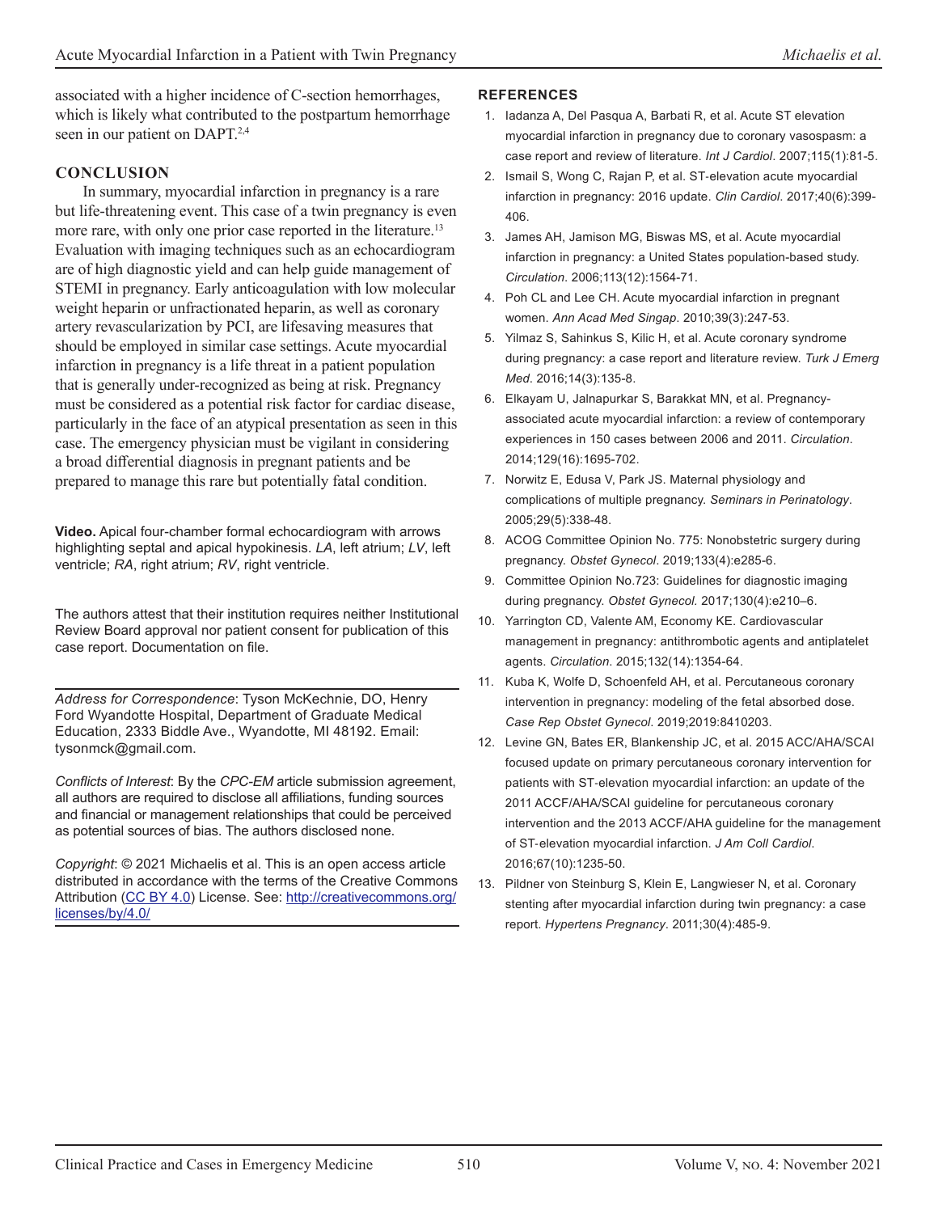associated with a higher incidence of C-section hemorrhages, which is likely what contributed to the postpartum hemorrhage seen in our patient on DAPT.[2,4]

## CONCLUSION

In summary, myocardial infarction in pregnancy is a rare but life-threatening event. This case of a twin pregnancy is even more rare, with only one prior case reported in the literature.[13] Evaluation with imaging techniques such as an echocardiogram are of high diagnostic yield and can help guide management of STEMI in pregnancy. Early anticoagulation with low molecular weight heparin or unfractionated heparin, as well as coronary artery revascularization by PCI, are lifesaving measures that should be employed in similar case settings. Acute myocardial infarction in pregnancy is a life threat in a patient population that is generally under-recognized as being at risk. Pregnancy must be considered as a potential risk factor for cardiac disease, particularly in the face of an atypical presentation as seen in this case. The emergency physician must be vigilant in considering a broad differential diagnosis in pregnant patients and be prepared to manage this rare but potentially fatal condition.

**Video.** Apical four-chamber formal echocardiogram with arrows highlighting septal and apical hypokinesis. *LA*, left atrium; *LV*, left ventricle; *RA*, right atrium; *RV*, right ventricle.

The authors attest that their institution requires neither Institutional Review Board approval nor patient consent for publication of this case report. Documentation on file.

*Address for Correspondence*: Tyson McKechnie, DO, Henry Ford Wyandotte Hospital, Department of Graduate Medical Education, 2333 Biddle Ave., Wyandotte, MI 48192. Email: tysonmck@gmail.com.

*Conflicts of Interest*: By the *CPC-EM* article submission agreement, all authors are required to disclose all affiliations, funding sources and financial or management relationships that could be perceived as potential sources of bias. The authors disclosed none.

*Copyright*: © 2021 Michaelis et al. This is an open access article distributed in accordance with the terms of the Creative Commons Attribution (CC BY 4.0) License. See: http://creativecommons.org/licenses/by/4.0/

## REFERENCES

1. Iadanza A, Del Pasqua A, Barbati R, et al. Acute ST elevation myocardial infarction in pregnancy due to coronary vasospasm: a case report and review of literature. *Int J Cardiol*. 2007;115(1):81-5.
2. Ismail S, Wong C, Rajan P, et al. ST-elevation acute myocardial infarction in pregnancy: 2016 update. *Clin Cardiol*. 2017;40(6):399-406.
3. James AH, Jamison MG, Biswas MS, et al. Acute myocardial infarction in pregnancy: a United States population-based study. *Circulation*. 2006;113(12):1564-71.
4. Poh CL and Lee CH. Acute myocardial infarction in pregnant women. *Ann Acad Med Singap*. 2010;39(3):247-53.
5. Yilmaz S, Sahinkus S, Kilic H, et al. Acute coronary syndrome during pregnancy: a case report and literature review. *Turk J Emerg Med*. 2016;14(3):135-8.
6. Elkayam U, Jalnapurkar S, Barakkat MN, et al. Pregnancy-associated acute myocardial infarction: a review of contemporary experiences in 150 cases between 2006 and 2011. *Circulation*. 2014;129(16):1695-702.
7. Norwitz E, Edusa V, Park JS. Maternal physiology and complications of multiple pregnancy. *Seminars in Perinatology*. 2005;29(5):338-48.
8. ACOG Committee Opinion No. 775: Nonobstetric surgery during pregnancy. *Obstet Gynecol*. 2019;133(4):e285-6.
9. Committee Opinion No.723: Guidelines for diagnostic imaging during pregnancy. *Obstet Gynecol.* 2017;130(4):e210–6.
10. Yarrington CD, Valente AM, Economy KE. Cardiovascular management in pregnancy: antithrombotic agents and antiplatelet agents. *Circulation*. 2015;132(14):1354-64.
11. Kuba K, Wolfe D, Schoenfeld AH, et al. Percutaneous coronary intervention in pregnancy: modeling of the fetal absorbed dose. *Case Rep Obstet Gynecol*. 2019;2019:8410203.
12. Levine GN, Bates ER, Blankenship JC, et al. 2015 ACC/AHA/SCAI focused update on primary percutaneous coronary intervention for patients with ST-elevation myocardial infarction: an update of the 2011 ACCF/AHA/SCAI guideline for percutaneous coronary intervention and the 2013 ACCF/AHA guideline for the management of ST-elevation myocardial infarction. *J Am Coll Cardiol*. 2016;67(10):1235-50.
13. Pildner von Steinburg S, Klein E, Langwieser N, et al. Coronary stenting after myocardial infarction during twin pregnancy: a case report. *Hypertens Pregnancy*. 2011;30(4):485-9.